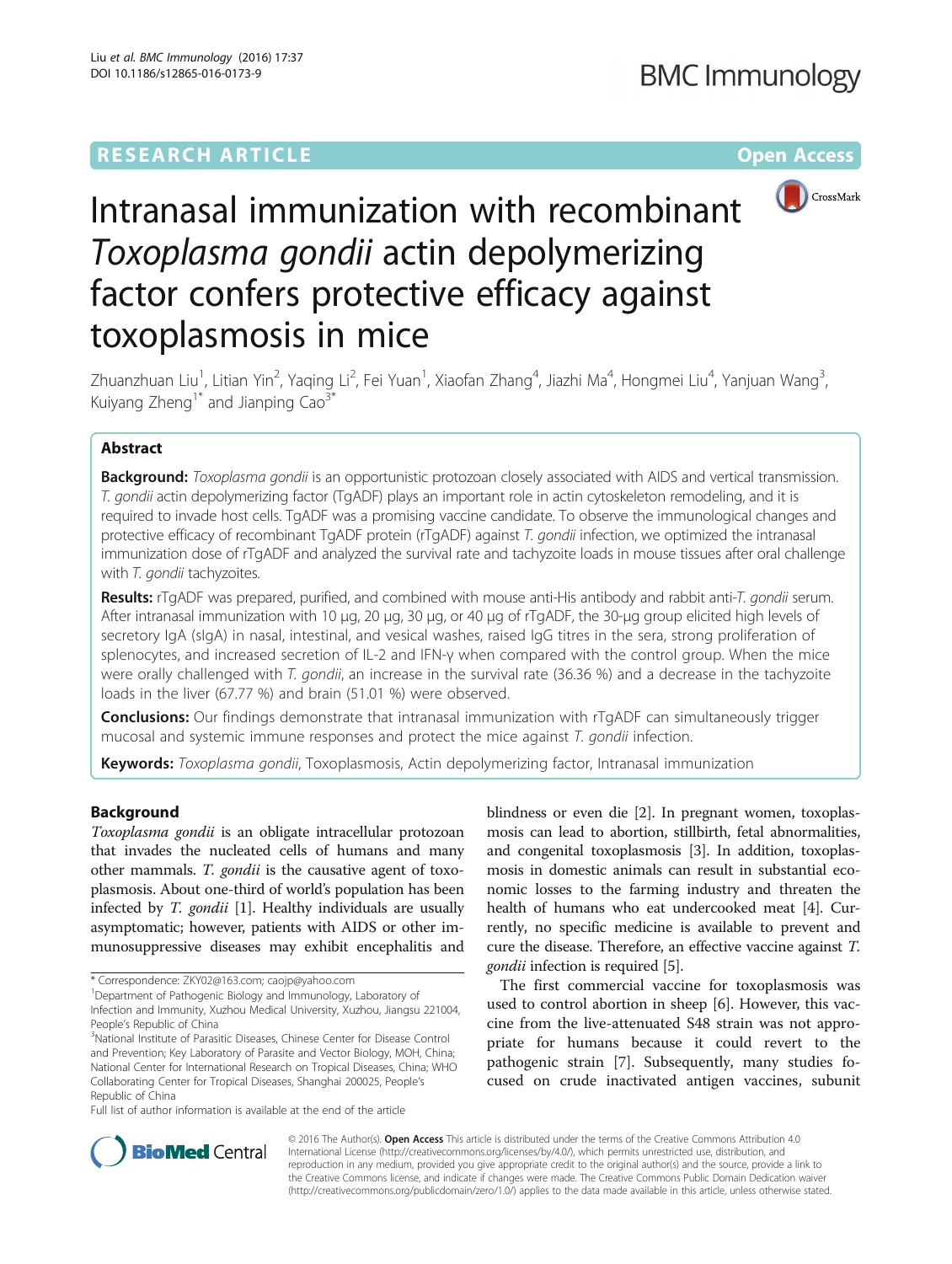RESEARCH ARTICLE

Open Access

# Intranasal immunization with recombinant *Toxoplasma gondii* actin depolymerizing factor confers protective efficacy against toxoplasmosis in mice

Zhuanzhuan Liu[1], Litian Yin[2], Yaqing Li[2], Fei Yuan[1], Xiaofan Zhang[4], Jiazhi Ma[4], Hongmei Liu[4], Yanjuan Wang[3], Kuiyang Zheng[1*] and Jianping Cao[3*]

## Abstract

**Background:** *Toxoplasma gondii* is an opportunistic protozoan closely associated with AIDS and vertical transmission. *T. gondii* actin depolymerizing factor (TgADF) plays an important role in actin cytoskeleton remodeling, and it is required to invade host cells. TgADF was a promising vaccine candidate. To observe the immunological changes and protective efficacy of recombinant TgADF protein (rTgADF) against *T. gondii* infection, we optimized the intranasal immunization dose of rTgADF and analyzed the survival rate and tachyzoite loads in mouse tissues after oral challenge with *T. gondii* tachyzoites.

**Results:** rTgADF was prepared, purified, and combined with mouse anti-His antibody and rabbit anti-*T. gondii* serum. After intranasal immunization with 10 μg, 20 μg, 30 μg, or 40 μg of rTgADF, the 30-μg group elicited high levels of secretory IgA (sIgA) in nasal, intestinal, and vesical washes, raised IgG titres in the sera, strong proliferation of splenocytes, and increased secretion of IL-2 and IFN-γ when compared with the control group. When the mice were orally challenged with *T. gondii*, an increase in the survival rate (36.36 %) and a decrease in the tachyzoite loads in the liver (67.77 %) and brain (51.01 %) were observed.

**Conclusions:** Our findings demonstrate that intranasal immunization with rTgADF can simultaneously trigger mucosal and systemic immune responses and protect the mice against *T. gondii* infection.

**Keywords:** *Toxoplasma gondii*, Toxoplasmosis, Actin depolymerizing factor, Intranasal immunization

## Background

*Toxoplasma gondii* is an obligate intracellular protozoan that invades the nucleated cells of humans and many other mammals. *T. gondii* is the causative agent of toxoplasmosis. About one-third of world's population has been infected by *T. gondii* [1]. Healthy individuals are usually asymptomatic; however, patients with AIDS or other immunosuppressive diseases may exhibit encephalitis and blindness or even die [2]. In pregnant women, toxoplasmosis can lead to abortion, stillbirth, fetal abnormalities, and congenital toxoplasmosis [3]. In addition, toxoplasmosis in domestic animals can result in substantial economic losses to the farming industry and threaten the health of humans who eat undercooked meat [4]. Currently, no specific medicine is available to prevent and cure the disease. Therefore, an effective vaccine against *T. gondii* infection is required [5].

The first commercial vaccine for toxoplasmosis was used to control abortion in sheep [6]. However, this vaccine from the live-attenuated S48 strain was not appropriate for humans because it could revert to the pathogenic strain [7]. Subsequently, many studies focused on crude inactivated antigen vaccines, subunit

\* Correspondence: ZKY02@163.com; caojp@yahoo.com
[1]Department of Pathogenic Biology and Immunology, Laboratory of Infection and Immunity, Xuzhou Medical University, Xuzhou, Jiangsu 221004, People's Republic of China
[3]National Institute of Parasitic Diseases, Chinese Center for Disease Control and Prevention; Key Laboratory of Parasite and Vector Biology, MOH, China; National Center for International Research on Tropical Diseases, China; WHO Collaborating Center for Tropical Diseases, Shanghai 200025, People's Republic of China
Full list of author information is available at the end of the article

© 2016 The Author(s). **Open Access** This article is distributed under the terms of the Creative Commons Attribution 4.0 International License (http://creativecommons.org/licenses/by/4.0/), which permits unrestricted use, distribution, and reproduction in any medium, provided you give appropriate credit to the original author(s) and the source, provide a link to the Creative Commons license, and indicate if changes were made. The Creative Commons Public Domain Dedication waiver (http://creativecommons.org/publicdomain/zero/1.0/) applies to the data made available in this article, unless otherwise stated.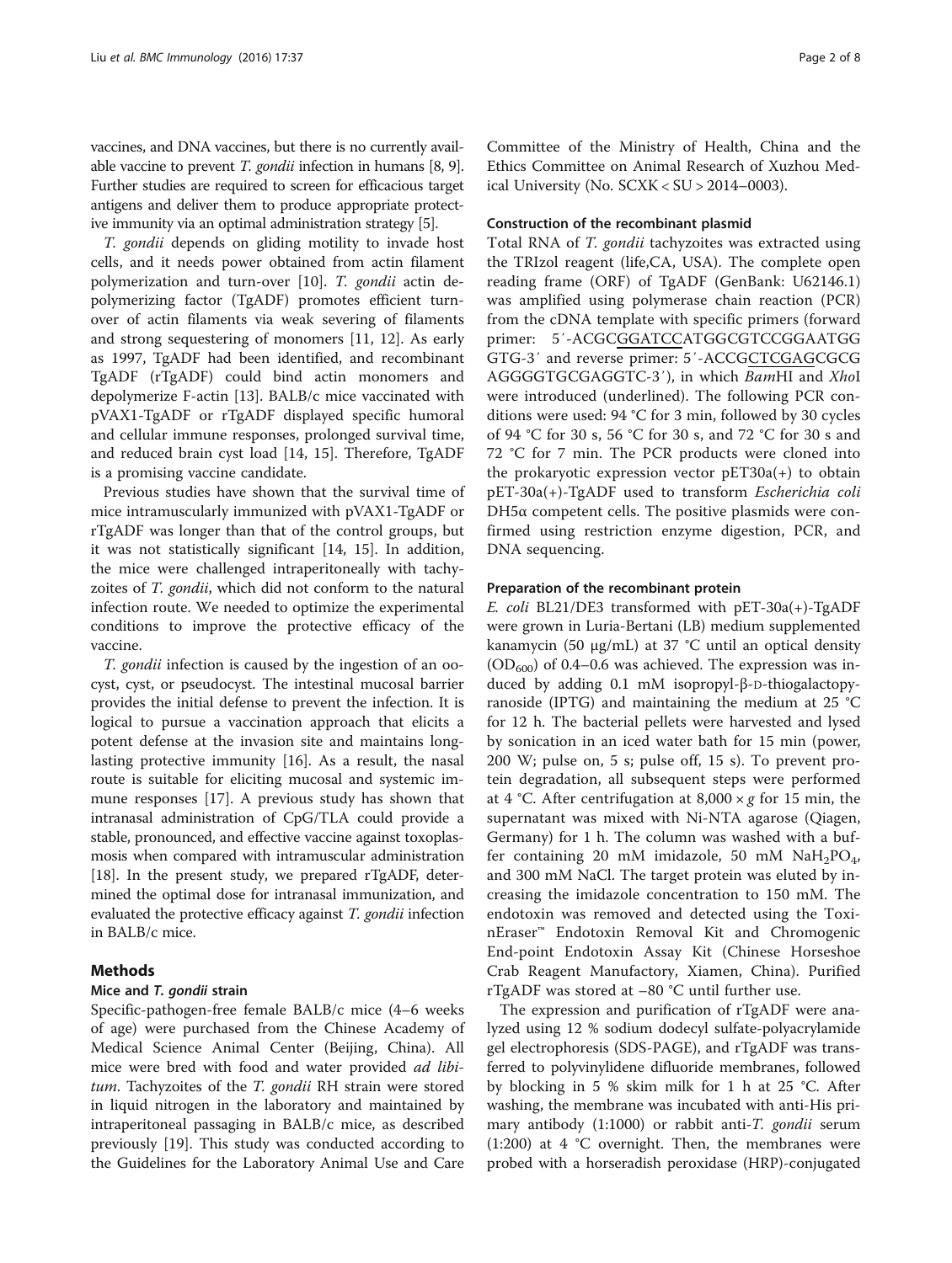vaccines, and DNA vaccines, but there is no currently available vaccine to prevent *T. gondii* infection in humans [8, 9]. Further studies are required to screen for efficacious target antigens and deliver them to produce appropriate protective immunity via an optimal administration strategy [5].

*T. gondii* depends on gliding motility to invade host cells, and it needs power obtained from actin filament polymerization and turn-over [10]. *T. gondii* actin depolymerizing factor (TgADF) promotes efficient turnover of actin filaments via weak severing of filaments and strong sequestering of monomers [11, 12]. As early as 1997, TgADF had been identified, and recombinant TgADF (rTgADF) could bind actin monomers and depolymerize F-actin [13]. BALB/c mice vaccinated with pVAX1-TgADF or rTgADF displayed specific humoral and cellular immune responses, prolonged survival time, and reduced brain cyst load [14, 15]. Therefore, TgADF is a promising vaccine candidate.

Previous studies have shown that the survival time of mice intramuscularly immunized with pVAX1-TgADF or rTgADF was longer than that of the control groups, but it was not statistically significant [14, 15]. In addition, the mice were challenged intraperitoneally with tachyzoites of *T. gondii*, which did not conform to the natural infection route. We needed to optimize the experimental conditions to improve the protective efficacy of the vaccine.

*T. gondii* infection is caused by the ingestion of an oocyst, cyst, or pseudocyst. The intestinal mucosal barrier provides the initial defense to prevent the infection. It is logical to pursue a vaccination approach that elicits a potent defense at the invasion site and maintains long-lasting protective immunity [16]. As a result, the nasal route is suitable for eliciting mucosal and systemic immune responses [17]. A previous study has shown that intranasal administration of CpG/TLA could provide a stable, pronounced, and effective vaccine against toxoplasmosis when compared with intramuscular administration [18]. In the present study, we prepared rTgADF, determined the optimal dose for intranasal immunization, and evaluated the protective efficacy against *T. gondii* infection in BALB/c mice.

## Methods

### Mice and *T. gondii* strain

Specific-pathogen-free female BALB/c mice (4–6 weeks of age) were purchased from the Chinese Academy of Medical Science Animal Center (Beijing, China). All mice were bred with food and water provided *ad libitum*. Tachyzoites of the *T. gondii* RH strain were stored in liquid nitrogen in the laboratory and maintained by intraperitoneal passaging in BALB/c mice, as described previously [19]. This study was conducted according to the Guidelines for the Laboratory Animal Use and Care Committee of the Ministry of Health, China and the Ethics Committee on Animal Research of Xuzhou Medical University (No. SCXK < SU > 2014–0003).

#### Construction of the recombinant plasmid

Total RNA of *T. gondii* tachyzoites was extracted using the TRIzol reagent (life,CA, USA). The complete open reading frame (ORF) of TgADF (GenBank: U62146.1) was amplified using polymerase chain reaction (PCR) from the cDNA template with specific primers (forward primer: 5′-ACGC<u>GGATCC</u>ATGGCGTCCGGAATGG GTG-3′ and reverse primer: 5′-ACCG<u>CTCGAG</u>CGCG AGGGGTGCGAGGTC-3′), in which *Bam*HI and *Xho*I were introduced (underlined). The following PCR conditions were used: 94 °C for 3 min, followed by 30 cycles of 94 °C for 30 s, 56 °C for 30 s, and 72 °C for 30 s and 72 °C for 7 min. The PCR products were cloned into the prokaryotic expression vector pET30a(+) to obtain pET-30a(+)-TgADF used to transform *Escherichia coli* DH5α competent cells. The positive plasmids were confirmed using restriction enzyme digestion, PCR, and DNA sequencing.

#### Preparation of the recombinant protein

*E. coli* BL21/DE3 transformed with pET-30a(+)-TgADF were grown in Luria-Bertani (LB) medium supplemented kanamycin (50 μg/mL) at 37 °C until an optical density ($OD_{600}$) of 0.4–0.6 was achieved. The expression was induced by adding 0.1 mM isopropyl-β-D-thiogalactopyranoside (IPTG) and maintaining the medium at 25 °C for 12 h. The bacterial pellets were harvested and lysed by sonication in an iced water bath for 15 min (power, 200 W; pulse on, 5 s; pulse off, 15 s). To prevent protein degradation, all subsequent steps were performed at 4 °C. After centrifugation at 8,000 × *g* for 15 min, the supernatant was mixed with Ni-NTA agarose (Qiagen, Germany) for 1 h. The column was washed with a buffer containing 20 mM imidazole, 50 mM $NaH_2PO_4$, and 300 mM NaCl. The target protein was eluted by increasing the imidazole concentration to 150 mM. The endotoxin was removed and detected using the ToxinEraser™ Endotoxin Removal Kit and Chromogenic End-point Endotoxin Assay Kit (Chinese Horseshoe Crab Reagent Manufactory, Xiamen, China). Purified rTgADF was stored at −80 °C until further use.

The expression and purification of rTgADF were analyzed using 12 % sodium dodecyl sulfate-polyacrylamide gel electrophoresis (SDS-PAGE), and rTgADF was transferred to polyvinylidene difluoride membranes, followed by blocking in 5 % skim milk for 1 h at 25 °C. After washing, the membrane was incubated with anti-His primary antibody (1:1000) or rabbit anti-*T. gondii* serum (1:200) at 4 °C overnight. Then, the membranes were probed with a horseradish peroxidase (HRP)-conjugated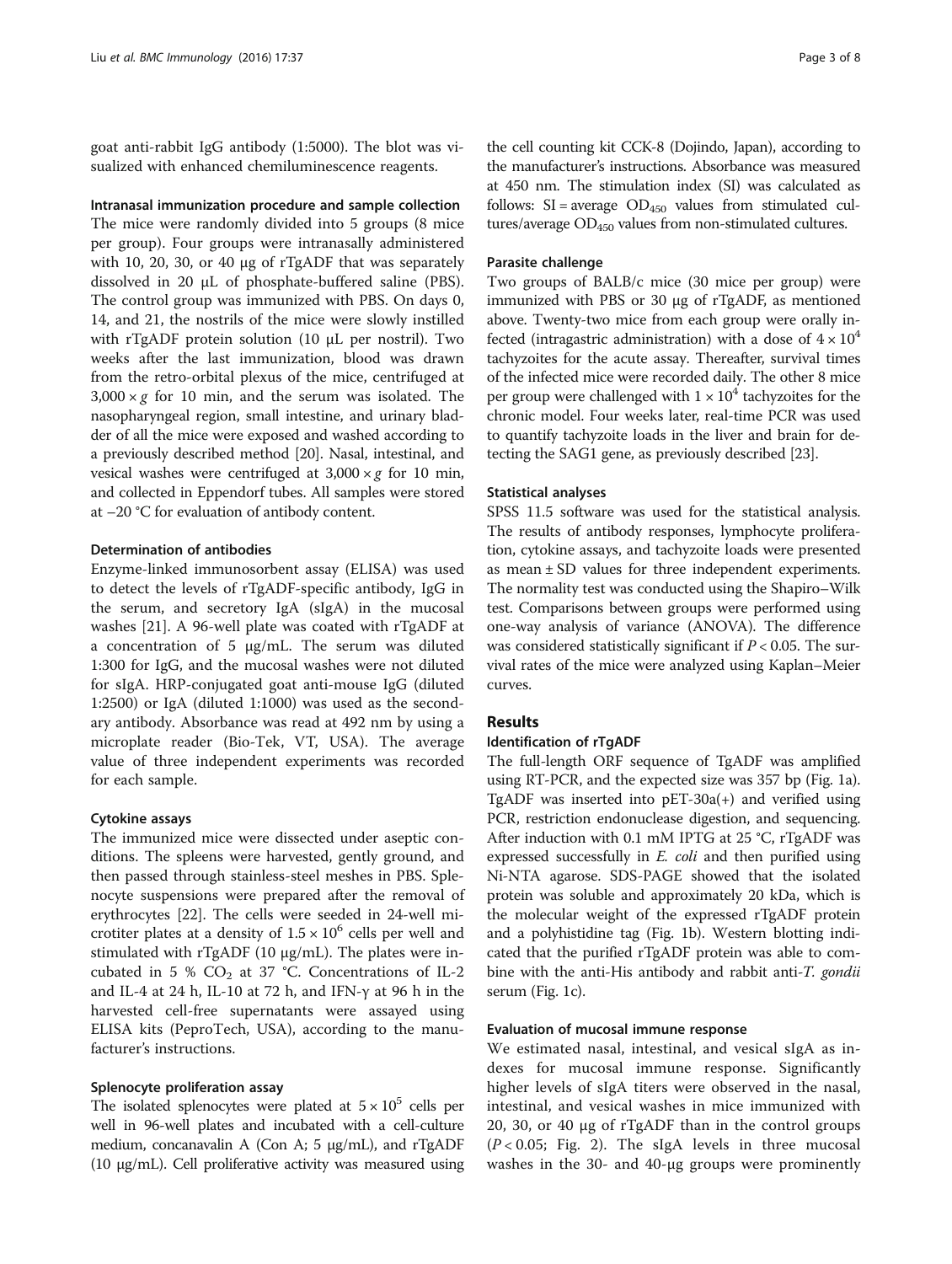goat anti-rabbit IgG antibody (1:5000). The blot was visualized with enhanced chemiluminescence reagents.

#### Intranasal immunization procedure and sample collection

The mice were randomly divided into 5 groups (8 mice per group). Four groups were intranasally administered with 10, 20, 30, or 40 μg of rTgADF that was separately dissolved in 20 μL of phosphate-buffered saline (PBS). The control group was immunized with PBS. On days 0, 14, and 21, the nostrils of the mice were slowly instilled with rTgADF protein solution (10 μL per nostril). Two weeks after the last immunization, blood was drawn from the retro-orbital plexus of the mice, centrifuged at $3{,}000 \times g$ for 10 min, and the serum was isolated. The nasopharyngeal region, small intestine, and urinary bladder of all the mice were exposed and washed according to a previously described method [20]. Nasal, intestinal, and vesical washes were centrifuged at $3{,}000 \times g$ for 10 min, and collected in Eppendorf tubes. All samples were stored at −20 °C for evaluation of antibody content.

#### Determination of antibodies

Enzyme-linked immunosorbent assay (ELISA) was used to detect the levels of rTgADF-specific antibody, IgG in the serum, and secretory IgA (sIgA) in the mucosal washes [21]. A 96-well plate was coated with rTgADF at a concentration of 5 μg/mL. The serum was diluted 1:300 for IgG, and the mucosal washes were not diluted for sIgA. HRP-conjugated goat anti-mouse IgG (diluted 1:2500) or IgA (diluted 1:1000) was used as the secondary antibody. Absorbance was read at 492 nm by using a microplate reader (Bio-Tek, VT, USA). The average value of three independent experiments was recorded for each sample.

#### Cytokine assays

The immunized mice were dissected under aseptic conditions. The spleens were harvested, gently ground, and then passed through stainless-steel meshes in PBS. Splenocyte suspensions were prepared after the removal of erythrocytes [22]. The cells were seeded in 24-well microtiter plates at a density of $1.5 \times 10^6$ cells per well and stimulated with rTgADF (10 μg/mL). The plates were incubated in 5 % $CO_2$ at 37 °C. Concentrations of IL-2 and IL-4 at 24 h, IL-10 at 72 h, and IFN-γ at 96 h in the harvested cell-free supernatants were assayed using ELISA kits (PeproTech, USA), according to the manufacturer's instructions.

#### Splenocyte proliferation assay

The isolated splenocytes were plated at $5 \times 10^5$ cells per well in 96-well plates and incubated with a cell-culture medium, concanavalin A (Con A; 5 μg/mL), and rTgADF (10 μg/mL). Cell proliferative activity was measured using the cell counting kit CCK-8 (Dojindo, Japan), according to the manufacturer's instructions. Absorbance was measured at 450 nm. The stimulation index (SI) was calculated as follows: SI = average $OD_{450}$ values from stimulated cultures/average $OD_{450}$ values from non-stimulated cultures.

#### Parasite challenge

Two groups of BALB/c mice (30 mice per group) were immunized with PBS or 30 μg of rTgADF, as mentioned above. Twenty-two mice from each group were orally infected (intragastric administration) with a dose of $4 \times 10^4$ tachyzoites for the acute assay. Thereafter, survival times of the infected mice were recorded daily. The other 8 mice per group were challenged with $1 \times 10^4$ tachyzoites for the chronic model. Four weeks later, real-time PCR was used to quantify tachyzoite loads in the liver and brain for detecting the SAG1 gene, as previously described [23].

#### Statistical analyses

SPSS 11.5 software was used for the statistical analysis. The results of antibody responses, lymphocyte proliferation, cytokine assays, and tachyzoite loads were presented as mean ± SD values for three independent experiments. The normality test was conducted using the Shapiro–Wilk test. Comparisons between groups were performed using one-way analysis of variance (ANOVA). The difference was considered statistically significant if $P < 0.05$. The survival rates of the mice were analyzed using Kaplan–Meier curves.

## Results

#### Identification of rTgADF

The full-length ORF sequence of TgADF was amplified using RT-PCR, and the expected size was 357 bp (Fig. 1a). TgADF was inserted into pET-30a(+) and verified using PCR, restriction endonuclease digestion, and sequencing. After induction with 0.1 mM IPTG at 25 °C, rTgADF was expressed successfully in *E. coli* and then purified using Ni-NTA agarose. SDS-PAGE showed that the isolated protein was soluble and approximately 20 kDa, which is the molecular weight of the expressed rTgADF protein and a polyhistidine tag (Fig. 1b). Western blotting indicated that the purified rTgADF protein was able to combine with the anti-His antibody and rabbit anti-*T. gondii* serum (Fig. 1c).

#### Evaluation of mucosal immune response

We estimated nasal, intestinal, and vesical sIgA as indexes for mucosal immune response. Significantly higher levels of sIgA titers were observed in the nasal, intestinal, and vesical washes in mice immunized with 20, 30, or 40 μg of rTgADF than in the control groups ($P < 0.05$; Fig. 2). The sIgA levels in three mucosal washes in the 30- and 40-μg groups were prominently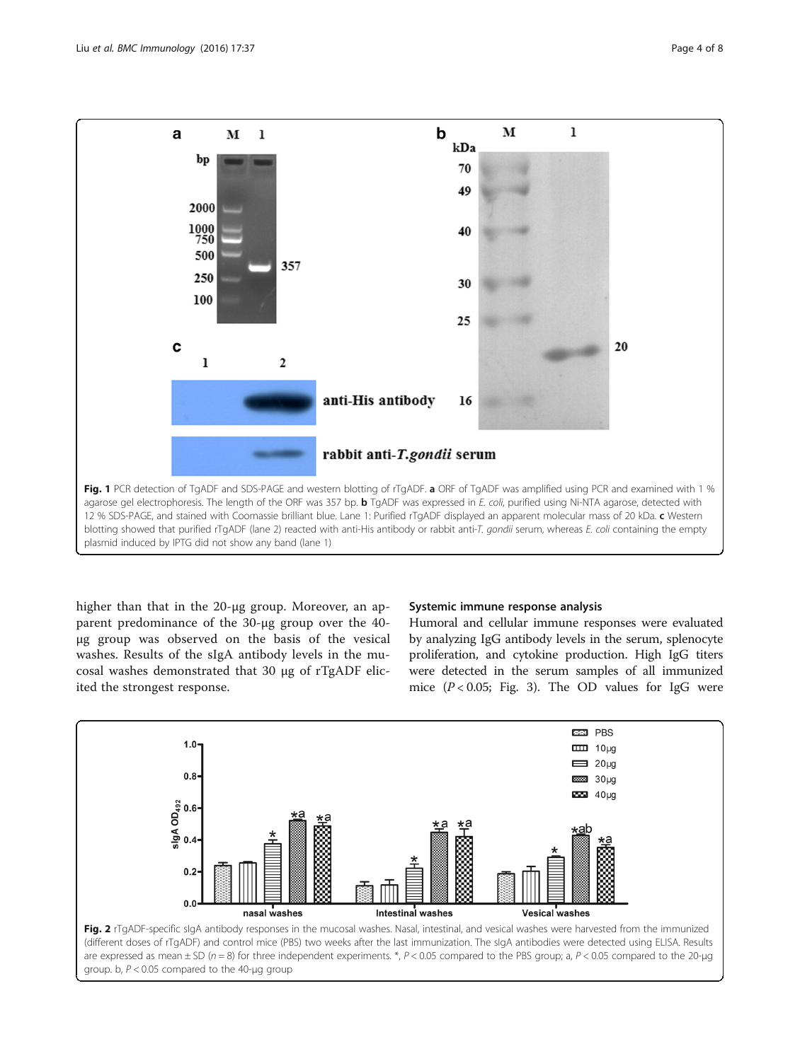Fig. 1 PCR detection of TgADF and SDS-PAGE and western blotting of rTgADF. **a** ORF of TgADF was amplified using PCR and examined with 1 % agarose gel electrophoresis. The length of the ORF was 357 bp. **b** TgADF was expressed in *E. coli*, purified using Ni-NTA agarose, detected with 12 % SDS-PAGE, and stained with Coomassie brilliant blue. Lane 1: Purified rTgADF displayed an apparent molecular mass of 20 kDa. **c** Western blotting showed that purified rTgADF (lane 2) reacted with anti-His antibody or rabbit anti-*T. gondii* serum, whereas *E. coli* containing the empty plasmid induced by IPTG did not show any band (lane 1)

higher than that in the 20-μg group. Moreover, an apparent predominance of the 30-μg group over the 40-μg group was observed on the basis of the vesical washes. Results of the sIgA antibody levels in the mucosal washes demonstrated that 30 μg of rTgADF elicited the strongest response.

### Systemic immune response analysis

Humoral and cellular immune responses were evaluated by analyzing IgG antibody levels in the serum, splenocyte proliferation, and cytokine production. High IgG titers were detected in the serum samples of all immunized mice ($P < 0.05$; Fig. 3). The OD values for IgG were

Fig. 2 rTgADF-specific sIgA antibody responses in the mucosal washes. Nasal, intestinal, and vesical washes were harvested from the immunized (different doses of rTgADF) and control mice (PBS) two weeks after the last immunization. The sIgA antibodies were detected using ELISA. Results are expressed as mean ± SD ($n = 8$) for three independent experiments. *, $P < 0.05$ compared to the PBS group; a, $P < 0.05$ compared to the 20-μg group. b, $P < 0.05$ compared to the 40-μg group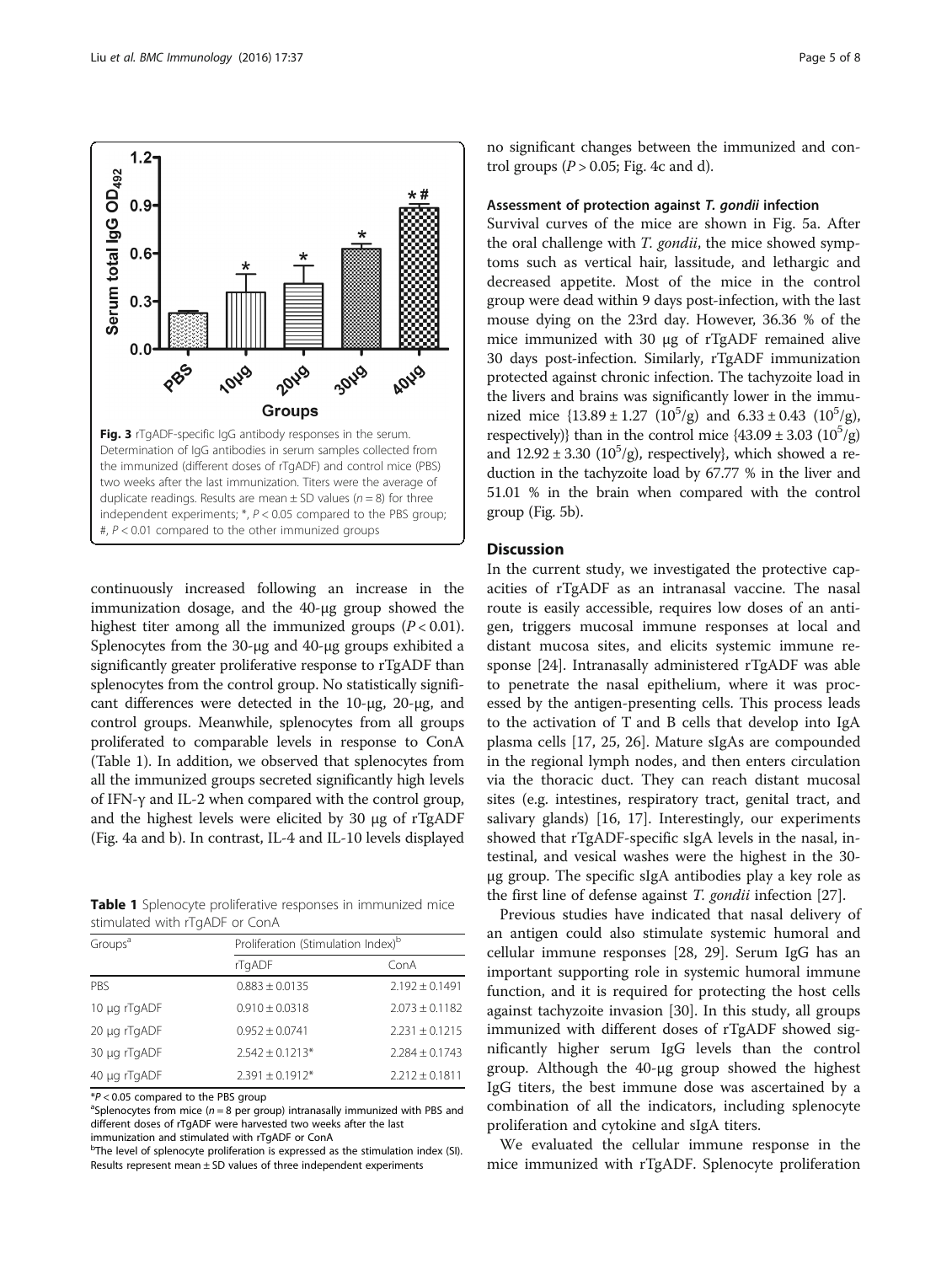Fig. 3 rTgADF-specific IgG antibody responses in the serum. Determination of IgG antibodies in serum samples collected from the immunized (different doses of rTgADF) and control mice (PBS) two weeks after the last immunization. Titers were the average of duplicate readings. Results are mean ± SD values ($n = 8$) for three independent experiments; *, $P < 0.05$ compared to the PBS group; #, $P < 0.01$ compared to the other immunized groups

continuously increased following an increase in the immunization dosage, and the 40-μg group showed the highest titer among all the immunized groups ($P < 0.01$). Splenocytes from the 30-μg and 40-μg groups exhibited a significantly greater proliferative response to rTgADF than splenocytes from the control group. No statistically significant differences were detected in the 10-μg, 20-μg, and control groups. Meanwhile, splenocytes from all groups proliferated to comparable levels in response to ConA (Table 1). In addition, we observed that splenocytes from all the immunized groups secreted significantly high levels of IFN-γ and IL-2 when compared with the control group, and the highest levels were elicited by 30 μg of rTgADF (Fig. 4a and b). In contrast, IL-4 and IL-10 levels displayed no significant changes between the immunized and control groups ($P > 0.05$; Fig. 4c and d).

**Table 1** Splenocyte proliferative responses in immunized mice stimulated with rTgADF or ConA

| Groups[a] | Proliferation (Stimulation Index)[b] | |
|---|---|---|
| | rTgADF | ConA |
| PBS | 0.883 ± 0.0135 | 2.192 ± 0.1491 |
| 10 μg rTgADF | 0.910 ± 0.0318 | 2.073 ± 0.1182 |
| 20 μg rTgADF | 0.952 ± 0.0741 | 2.231 ± 0.1215 |
| 30 μg rTgADF | 2.542 ± 0.1213* | 2.284 ± 0.1743 |
| 40 μg rTgADF | 2.391 ± 0.1912* | 2.212 ± 0.1811 |

*$P < 0.05$ compared to the PBS group

[a]Splenocytes from mice ($n = 8$ per group) intranasally immunized with PBS and different doses of rTgADF were harvested two weeks after the last immunization and stimulated with rTgADF or ConA

[b]The level of splenocyte proliferation is expressed as the stimulation index (SI). Results represent mean ± SD values of three independent experiments

### Assessment of protection against *T. gondii* infection

Survival curves of the mice are shown in Fig. 5a. After the oral challenge with *T. gondii*, the mice showed symptoms such as vertical hair, lassitude, and lethargic and decreased appetite. Most of the mice in the control group were dead within 9 days post-infection, with the last mouse dying on the 23rd day. However, 36.36 % of the mice immunized with 30 μg of rTgADF remained alive 30 days post-infection. Similarly, rTgADF immunization protected against chronic infection. The tachyzoite load in the livers and brains was significantly lower in the immunized mice {$13.89 \pm 1.27$ ($10^5$/g) and $6.33 \pm 0.43$ ($10^5$/g), respectively)} than in the control mice {$43.09 \pm 3.03$ ($10^5$/g) and $12.92 \pm 3.30$ ($10^5$/g), respectively}, which showed a reduction in the tachyzoite load by 67.77 % in the liver and 51.01 % in the brain when compared with the control group (Fig. 5b).

## Discussion

In the current study, we investigated the protective capacities of rTgADF as an intranasal vaccine. The nasal route is easily accessible, requires low doses of an antigen, triggers mucosal immune responses at local and distant mucosa sites, and elicits systemic immune response [24]. Intranasally administered rTgADF was able to penetrate the nasal epithelium, where it was processed by the antigen-presenting cells. This process leads to the activation of T and B cells that develop into IgA plasma cells [17, 25, 26]. Mature sIgAs are compounded in the regional lymph nodes, and then enters circulation via the thoracic duct. They can reach distant mucosal sites (e.g. intestines, respiratory tract, genital tract, and salivary glands) [16, 17]. Interestingly, our experiments showed that rTgADF-specific sIgA levels in the nasal, intestinal, and vesical washes were the highest in the 30-μg group. The specific sIgA antibodies play a key role as the first line of defense against *T. gondii* infection [27].

Previous studies have indicated that nasal delivery of an antigen could also stimulate systemic humoral and cellular immune responses [28, 29]. Serum IgG has an important supporting role in systemic humoral immune function, and it is required for protecting the host cells against tachyzoite invasion [30]. In this study, all groups immunized with different doses of rTgADF showed significantly higher serum IgG levels than the control group. Although the 40-μg group showed the highest IgG titers, the best immune dose was ascertained by a combination of all the indicators, including splenocyte proliferation and cytokine and sIgA titers.

We evaluated the cellular immune response in the mice immunized with rTgADF. Splenocyte proliferation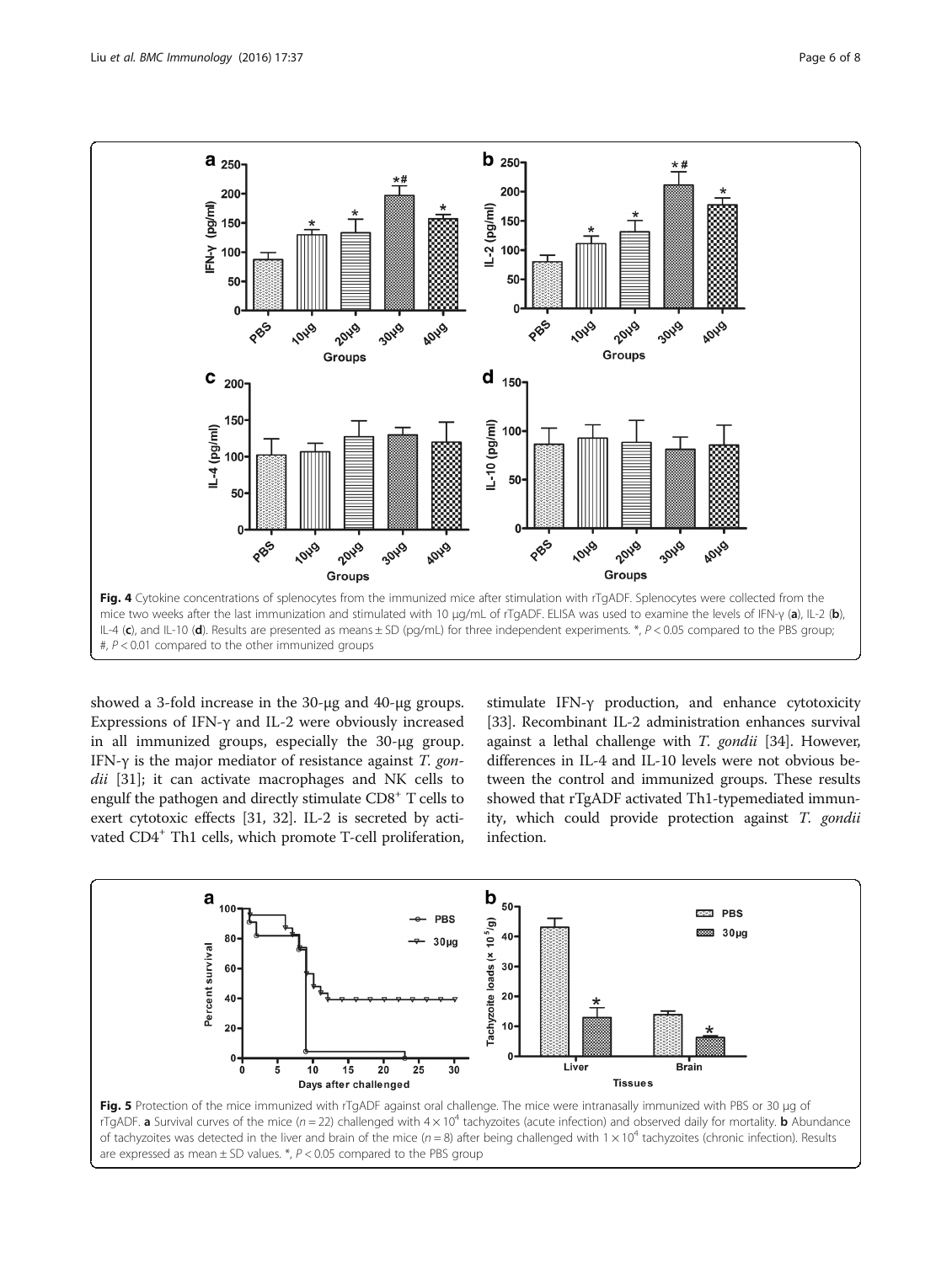Fig. 4 Cytokine concentrations of splenocytes from the immunized mice after stimulation with rTgADF. Splenocytes were collected from the mice two weeks after the last immunization and stimulated with 10 μg/mL of rTgADF. ELISA was used to examine the levels of IFN-γ (**a**), IL-2 (**b**), IL-4 (**c**), and IL-10 (**d**). Results are presented as means ± SD (pg/mL) for three independent experiments. *, $P < 0.05$ compared to the PBS group; #, $P < 0.01$ compared to the other immunized groups

showed a 3-fold increase in the 30-μg and 40-μg groups. Expressions of IFN-γ and IL-2 were obviously increased in all immunized groups, especially the 30-μg group. IFN-γ is the major mediator of resistance against *T. gondii* [31]; it can activate macrophages and NK cells to engulf the pathogen and directly stimulate $CD8^+$ T cells to exert cytotoxic effects [31, 32]. IL-2 is secreted by activated $CD4^+$ Th1 cells, which promote T-cell proliferation, stimulate IFN-γ production, and enhance cytotoxicity [33]. Recombinant IL-2 administration enhances survival against a lethal challenge with *T. gondii* [34]. However, differences in IL-4 and IL-10 levels were not obvious between the control and immunized groups. These results showed that rTgADF activated Th1-typemediated immunity, which could provide protection against *T. gondii* infection.

Fig. 5 Protection of the mice immunized with rTgADF against oral challenge. The mice were intranasally immunized with PBS or 30 μg of rTgADF. **a** Survival curves of the mice ($n = 22$) challenged with $4 \times 10^4$ tachyzoites (acute infection) and observed daily for mortality. **b** Abundance of tachyzoites was detected in the liver and brain of the mice ($n = 8$) after being challenged with $1 \times 10^4$ tachyzoites (chronic infection). Results are expressed as mean ± SD values. *, $P < 0.05$ compared to the PBS group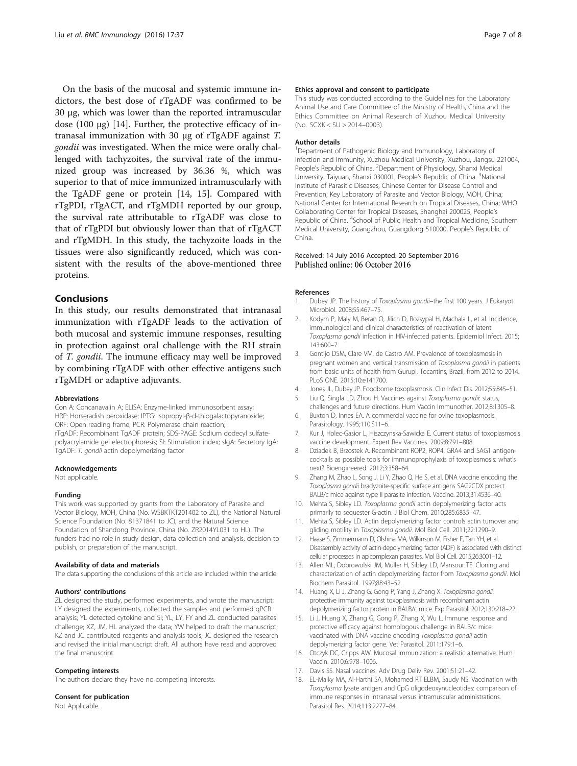On the basis of the mucosal and systemic immune indictors, the best dose of rTgADF was confirmed to be 30 μg, which was lower than the reported intramuscular dose (100 μg) [14]. Further, the protective efficacy of intranasal immunization with 30 μg of rTgADF against *T. gondii* was investigated. When the mice were orally challenged with tachyzoites, the survival rate of the immunized group was increased by 36.36 %, which was superior to that of mice immunized intramuscularly with the TgADF gene or protein [14, 15]. Compared with rTgPDI, rTgACT, and rTgMDH reported by our group, the survival rate attributable to rTgADF was close to that of rTgPDI but obviously lower than that of rTgACT and rTgMDH. In this study, the tachyzoite loads in the tissues were also significantly reduced, which was consistent with the results of the above-mentioned three proteins.

## Conclusions

In this study, our results demonstrated that intranasal immunization with rTgADF leads to the activation of both mucosal and systemic immune responses, resulting in protection against oral challenge with the RH strain of *T. gondii*. The immune efficacy may well be improved by combining rTgADF with other effective antigens such rTgMDH or adaptive adjuvants.

### Abbreviations

Con A: Concanavalin A; ELISA: Enzyme-linked immunosorbent assay; HRP: Horseradish peroxidase; IPTG: Isopropyl-β-d-thiogalactopyranoside; ORF: Open reading frame; PCR: Polymerase chain reaction; rTgADF: Recombinant TgADF protein; SDS-PAGE: Sodium dodecyl sulfate-polyacrylamide gel electrophoresis; SI: Stimulation index; sIgA: Secretory IgA; TgADF: *T. gondii* actin depolymerizing factor

### Acknowledgements

Not applicable.

### Funding

This work was supported by grants from the Laboratory of Parasite and Vector Biology, MOH, China (No. WSBKTKT201402 to ZL), the National Natural Science Foundation (No. 81371841 to JC), and the Natural Science Foundation of Shandong Province, China (No. ZR2014YL031 to HL). The funders had no role in study design, data collection and analysis, decision to publish, or preparation of the manuscript.

### Availability of data and materials

The data supporting the conclusions of this article are included within the article.

### Authors' contributions

ZL designed the study, performed experiments, and wrote the manuscript; LY designed the experiments, collected the samples and performed qPCR analysis; YL detected cytokine and SI; YL, LY, FY and ZL conducted parasites challenge; XZ, JM, HL analyzed the data; YW helped to draft the manuscript; KZ and JC contributed reagents and analysis tools; JC designed the research and revised the initial manuscript draft. All authors have read and approved the final manuscript.

### Competing interests

The authors declare they have no competing interests.

### Consent for publication

Not Applicable.

### Ethics approval and consent to participate

This study was conducted according to the Guidelines for the Laboratory Animal Use and Care Committee of the Ministry of Health, China and the Ethics Committee on Animal Research of Xuzhou Medical University (No. SCXK < SU > 2014–0003).

### Author details

[1]Department of Pathogenic Biology and Immunology, Laboratory of Infection and Immunity, Xuzhou Medical University, Xuzhou, Jiangsu 221004, People's Republic of China. [2]Department of Physiology, Shanxi Medical University, Taiyuan, Shanxi 030001, People's Republic of China. [3]National Institute of Parasitic Diseases, Chinese Center for Disease Control and Prevention; Key Laboratory of Parasite and Vector Biology, MOH, China; National Center for International Research on Tropical Diseases, China; WHO Collaborating Center for Tropical Diseases, Shanghai 200025, People's Republic of China. [4]School of Public Health and Tropical Medicine, Southern Medical University, Guangzhou, Guangdong 510000, People's Republic of China.

Received: 14 July 2016 Accepted: 20 September 2016
Published online: 06 October 2016

### References

1. Dubey JP. The history of *Toxoplasma gondii*–the first 100 years. J Eukaryot Microbiol. 2008;55:467–75.
2. Kodym P, Maly M, Beran O, Jilich D, Rozsypal H, Machala L, et al. Incidence, immunological and clinical characteristics of reactivation of latent *Toxoplasma gondii* infection in HIV-infected patients. Epidemiol Infect. 2015;143:600–7.
3. Gontijo DSM, Clare VM, de Castro AM. Prevalence of toxoplasmosis in pregnant women and vertical transmission of *Toxoplasma gondii* in patients from basic units of health from Gurupi, Tocantins, Brazil, from 2012 to 2014. PLoS ONE. 2015;10:e141700.
4. Jones JL, Dubey JP. Foodborne toxoplasmosis. Clin Infect Dis. 2012;55:845–51.
5. Liu Q, Singla LD, Zhou H. Vaccines against *Toxoplasma gondii*: status, challenges and future directions. Hum Vaccin Immunother. 2012;8:1305–8.
6. Buxton D, Innes EA. A commercial vaccine for ovine toxoplasmosis. Parasitology. 1995;110:S11–6.
7. Kur J, Holec-Gasior L, Hiszczynska-Sawicka E. Current status of toxoplasmosis vaccine development. Expert Rev Vaccines. 2009;8:791–808.
8. Dziadek B, Brzostek A. Recombinant ROP2, ROP4, GRA4 and SAG1 antigen-cocktails as possible tools for immunoprophylaxis of toxoplasmosis: what's next? Bioengineered. 2012;3:358–64.
9. Zhang M, Zhao L, Song J, Li Y, Zhao Q, He S, et al. DNA vaccine encoding the *Toxoplasma gondii* bradyzoite-specific surface antigens SAG2CDX protect BALB/c mice against type II parasite infection. Vaccine. 2013;31:4536–40.
10. Mehta S, Sibley LD. *Toxoplasma gondii* actin depolymerizing factor acts primarily to sequester G-actin. J Biol Chem. 2010;285:6835–47.
11. Mehta S, Sibley LD. Actin depolymerizing factor controls actin turnover and gliding motility in *Toxoplasma gondii*. Mol Biol Cell. 2011;22:1290–9.
12. Haase S, Zimmermann D, Olshina MA, Wilkinson M, Fisher F, Tan YH, et al. Disassembly activity of actin-depolymerizing factor (ADF) is associated with distinct cellular processes in apicomplexan parasites. Mol Biol Cell. 2015;26:3001–12.
13. Allen ML, Dobrowolski JM, Muller H, Sibley LD, Mansour TE. Cloning and characterization of actin depolymerizing factor from *Toxoplasma gondii*. Mol Biochem Parasitol. 1997;88:43–52.
14. Huang X, Li J, Zhang G, Gong P, Yang J, Zhang X. *Toxoplasma gondii*: protective immunity against toxoplasmosis with recombinant actin depolymerizing factor protein in BALB/c mice. Exp Parasitol. 2012;130:218–22.
15. Li J, Huang X, Zhang G, Gong P, Zhang X, Wu L. Immune response and protective efficacy against homologous challenge in BALB/c mice vaccinated with DNA vaccine encoding *Toxoplasma gondii* actin depolymerizing factor gene. Vet Parasitol. 2011;179:1–6.
16. Otczyk DC, Cripps AW. Mucosal immunization: a realistic alternative. Hum Vaccin. 2010;6:978–1006.
17. Davis SS. Nasal vaccines. Adv Drug Deliv Rev. 2001;51:21–42.
18. EL-Malky MA, Al-Harthi SA, Mohamed RT ELBM, Saudy NS. Vaccination with *Toxoplasma* lysate antigen and CpG oligodeoxynucleotides: comparison of immune responses in intranasal versus intramuscular administrations. Parasitol Res. 2014;113:2277–84.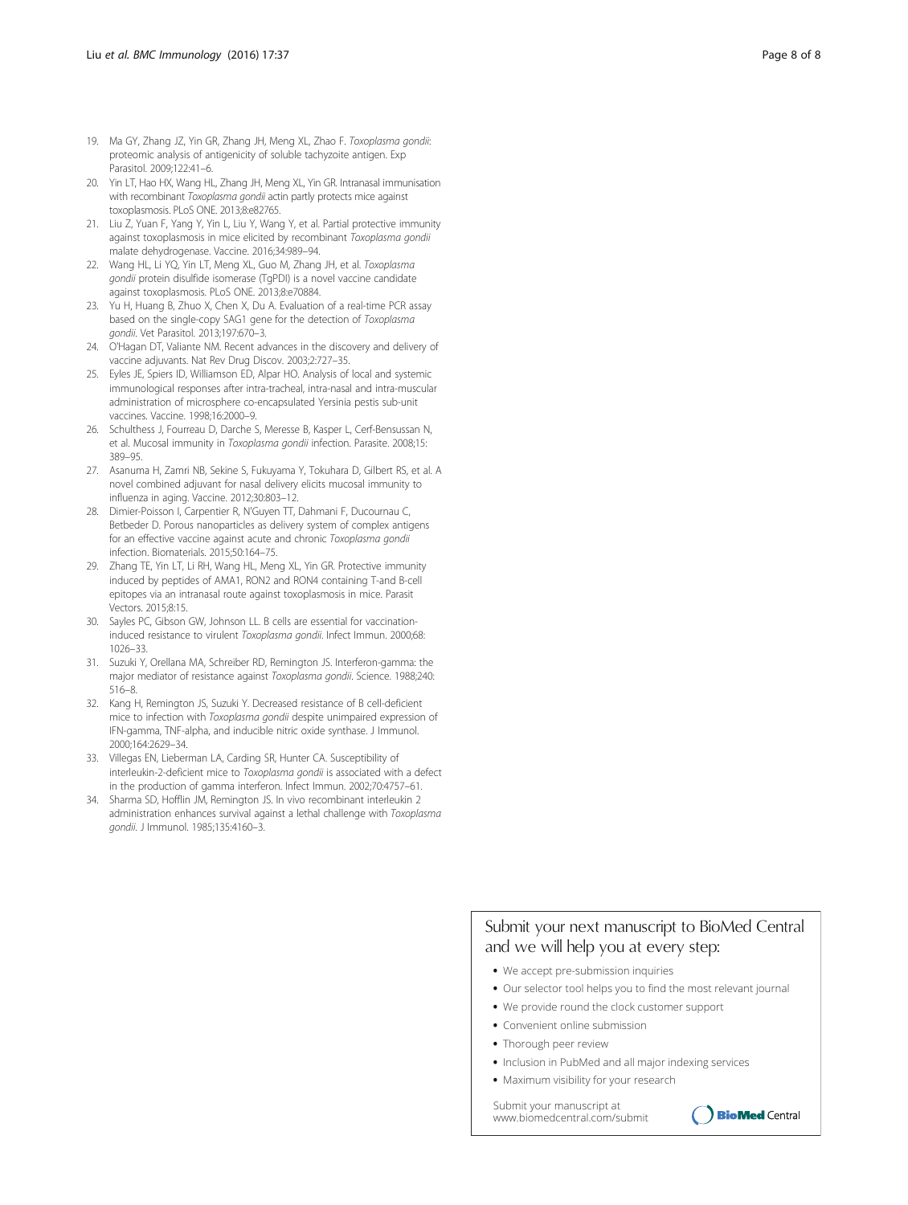19. Ma GY, Zhang JZ, Yin GR, Zhang JH, Meng XL, Zhao F. *Toxoplasma gondii*: proteomic analysis of antigenicity of soluble tachyzoite antigen. Exp Parasitol. 2009;122:41–6.
20. Yin LT, Hao HX, Wang HL, Zhang JH, Meng XL, Yin GR. Intranasal immunisation with recombinant *Toxoplasma gondii* actin partly protects mice against toxoplasmosis. PLoS ONE. 2013;8:e82765.
21. Liu Z, Yuan F, Yang Y, Yin L, Liu Y, Wang Y, et al. Partial protective immunity against toxoplasmosis in mice elicited by recombinant *Toxoplasma gondii* malate dehydrogenase. Vaccine. 2016;34:989–94.
22. Wang HL, Li YQ, Yin LT, Meng XL, Guo M, Zhang JH, et al. *Toxoplasma gondii* protein disulfide isomerase (TgPDI) is a novel vaccine candidate against toxoplasmosis. PLoS ONE. 2013;8:e70884.
23. Yu H, Huang B, Zhuo X, Chen X, Du A. Evaluation of a real-time PCR assay based on the single-copy SAG1 gene for the detection of *Toxoplasma gondii*. Vet Parasitol. 2013;197:670–3.
24. O'Hagan DT, Valiante NM. Recent advances in the discovery and delivery of vaccine adjuvants. Nat Rev Drug Discov. 2003;2:727–35.
25. Eyles JE, Spiers ID, Williamson ED, Alpar HO. Analysis of local and systemic immunological responses after intra-tracheal, intra-nasal and intra-muscular administration of microsphere co-encapsulated Yersinia pestis sub-unit vaccines. Vaccine. 1998;16:2000–9.
26. Schulthess J, Fourreau D, Darche S, Meresse B, Kasper L, Cerf-Bensussan N, et al. Mucosal immunity in *Toxoplasma gondii* infection. Parasite. 2008;15: 389–95.
27. Asanuma H, Zamri NB, Sekine S, Fukuyama Y, Tokuhara D, Gilbert RS, et al. A novel combined adjuvant for nasal delivery elicits mucosal immunity to influenza in aging. Vaccine. 2012;30:803–12.
28. Dimier-Poisson I, Carpentier R, N'Guyen TT, Dahmani F, Ducournau C, Betbeder D. Porous nanoparticles as delivery system of complex antigens for an effective vaccine against acute and chronic *Toxoplasma gondii* infection. Biomaterials. 2015;50:164–75.
29. Zhang TE, Yin LT, Li RH, Wang HL, Meng XL, Yin GR. Protective immunity induced by peptides of AMA1, RON2 and RON4 containing T-and B-cell epitopes via an intranasal route against toxoplasmosis in mice. Parasit Vectors. 2015;8:15.
30. Sayles PC, Gibson GW, Johnson LL. B cells are essential for vaccination-induced resistance to virulent *Toxoplasma gondii*. Infect Immun. 2000;68: 1026–33.
31. Suzuki Y, Orellana MA, Schreiber RD, Remington JS. Interferon-gamma: the major mediator of resistance against *Toxoplasma gondii*. Science. 1988;240: 516–8.
32. Kang H, Remington JS, Suzuki Y. Decreased resistance of B cell-deficient mice to infection with *Toxoplasma gondii* despite unimpaired expression of IFN-gamma, TNF-alpha, and inducible nitric oxide synthase. J Immunol. 2000;164:2629–34.
33. Villegas EN, Lieberman LA, Carding SR, Hunter CA. Susceptibility of interleukin-2-deficient mice to *Toxoplasma gondii* is associated with a defect in the production of gamma interferon. Infect Immun. 2002;70:4757–61.
34. Sharma SD, Hofflin JM, Remington JS. In vivo recombinant interleukin 2 administration enhances survival against a lethal challenge with *Toxoplasma gondii*. J Immunol. 1985;135:4160–3.

Submit your next manuscript to BioMed Central and we will help you at every step:

- We accept pre-submission inquiries
- Our selector tool helps you to find the most relevant journal
- We provide round the clock customer support
- Convenient online submission
- Thorough peer review
- Inclusion in PubMed and all major indexing services
- Maximum visibility for your research

Submit your manuscript at
www.biomedcentral.com/submit

BioMed Central